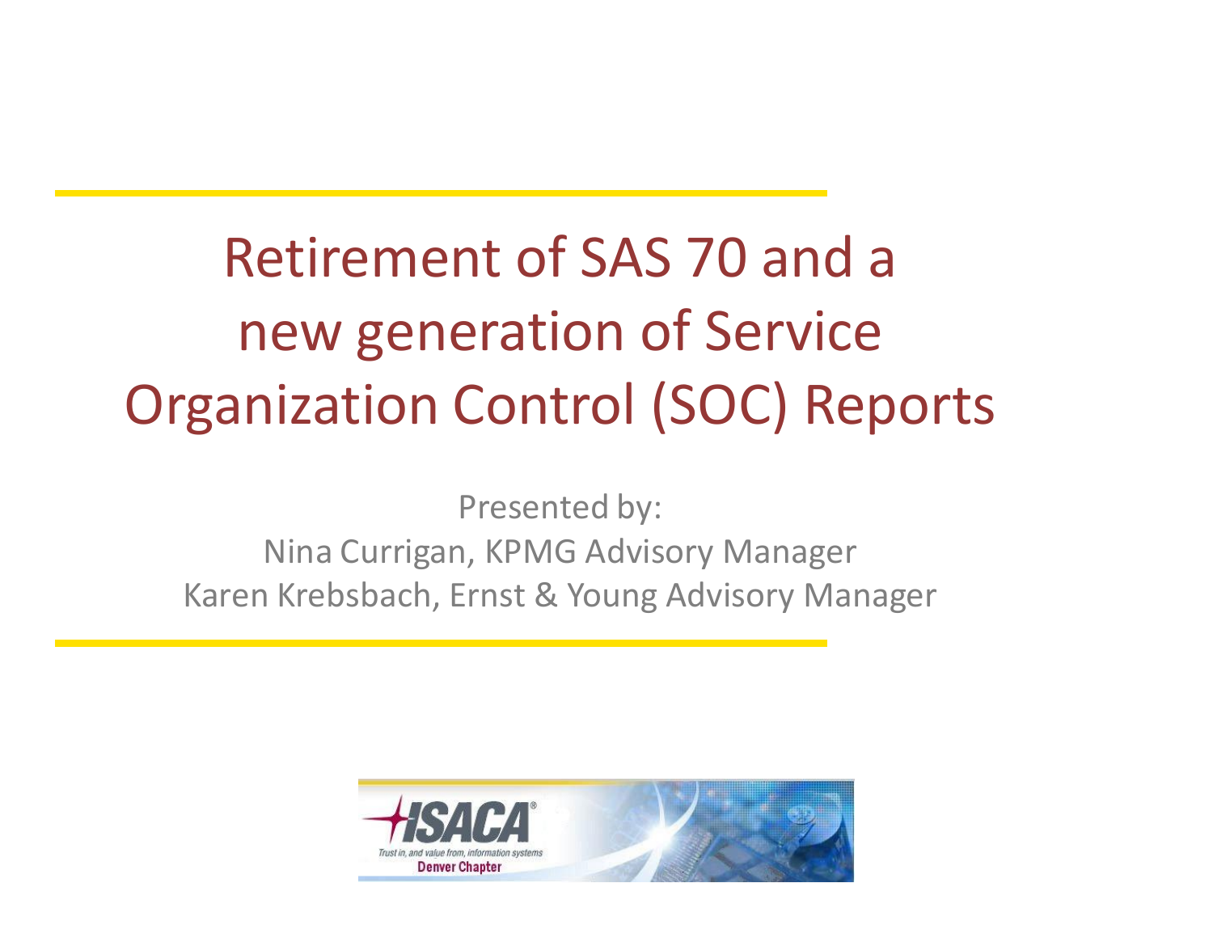# Retirement of SAS 70 and a new generation of Service Organization Control (SOC) Reports

Presented by:

Nina Currigan, KPMG Advisory Manager

Karen Krebsbach, Ernst & Young Advisory Manager

ISACA®

Trust in, and value from, information systems

Denver Chapter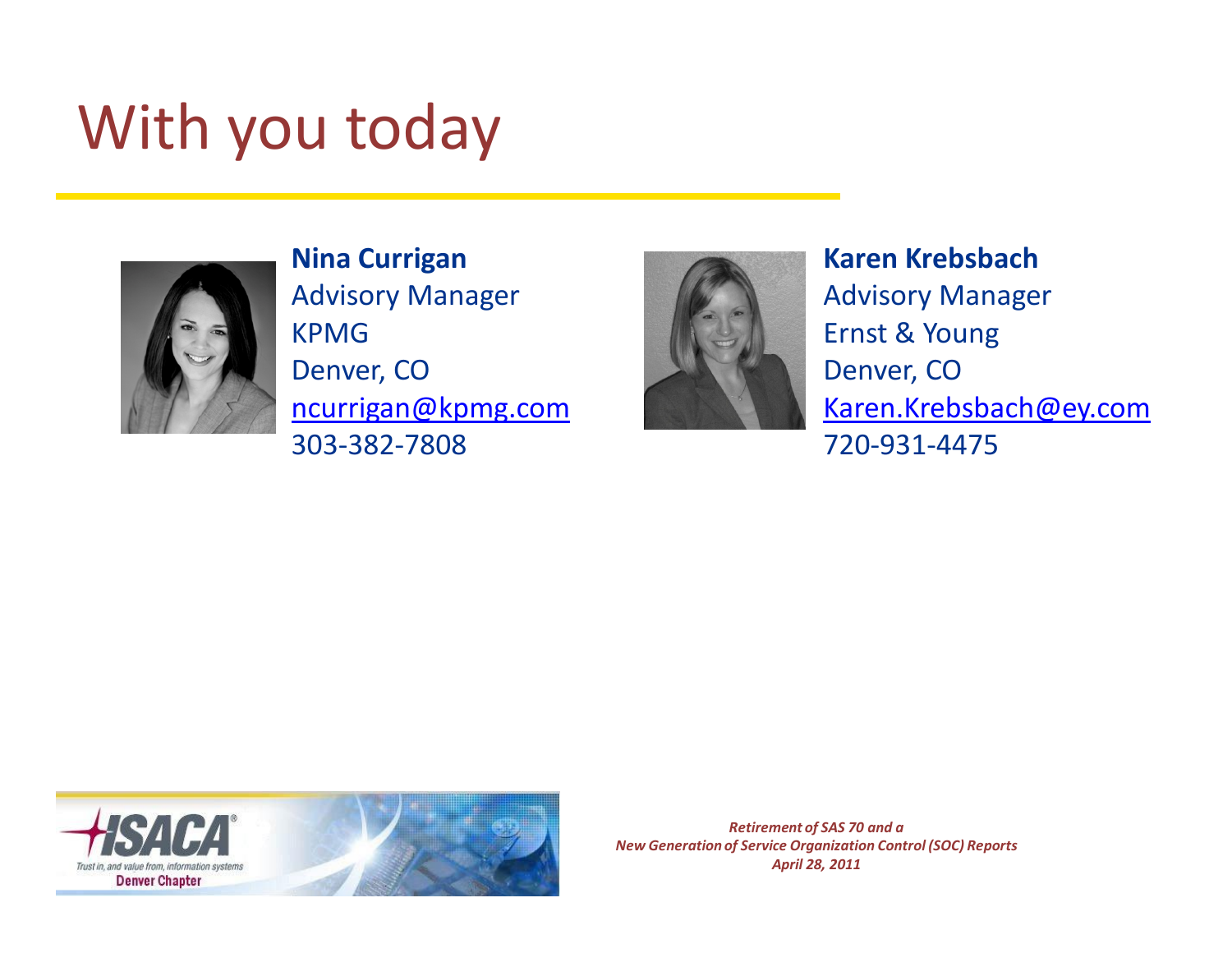# With you today

**Nina Currigan**
Advisory Manager
KPMG
Denver, CO
ncurrigan@kpmg.com
303-382-7808

**Karen Krebsbach**
Advisory Manager
Ernst & Young
Denver, CO
Karen.Krebsbach@ey.com
720-931-4475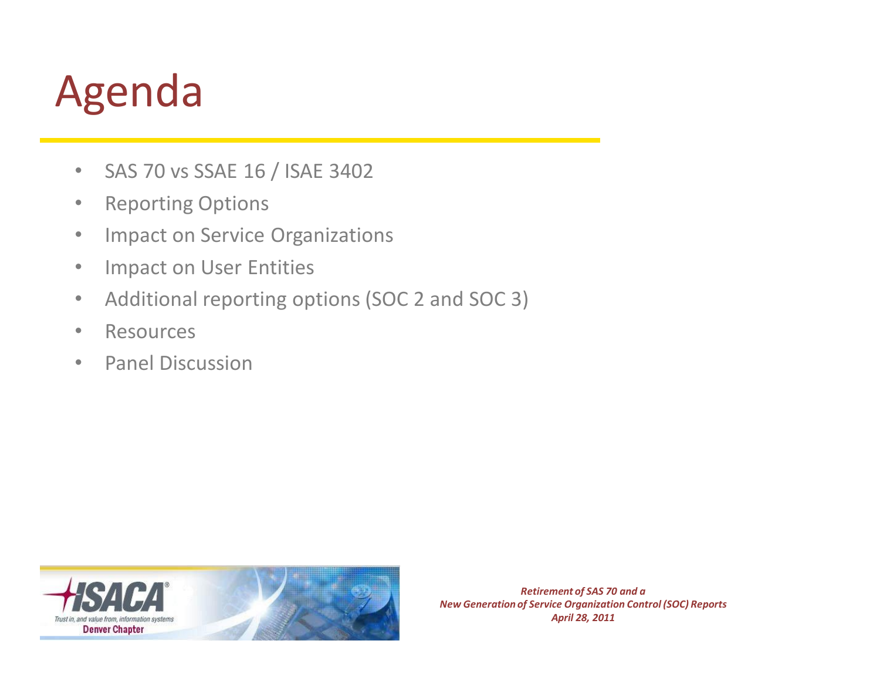# Agenda

- SAS 70 vs SSAE 16 / ISAE 3402
- Reporting Options
- Impact on Service Organizations
- Impact on User Entities
- Additional reporting options (SOC 2 and SOC 3)
- Resources
- Panel Discussion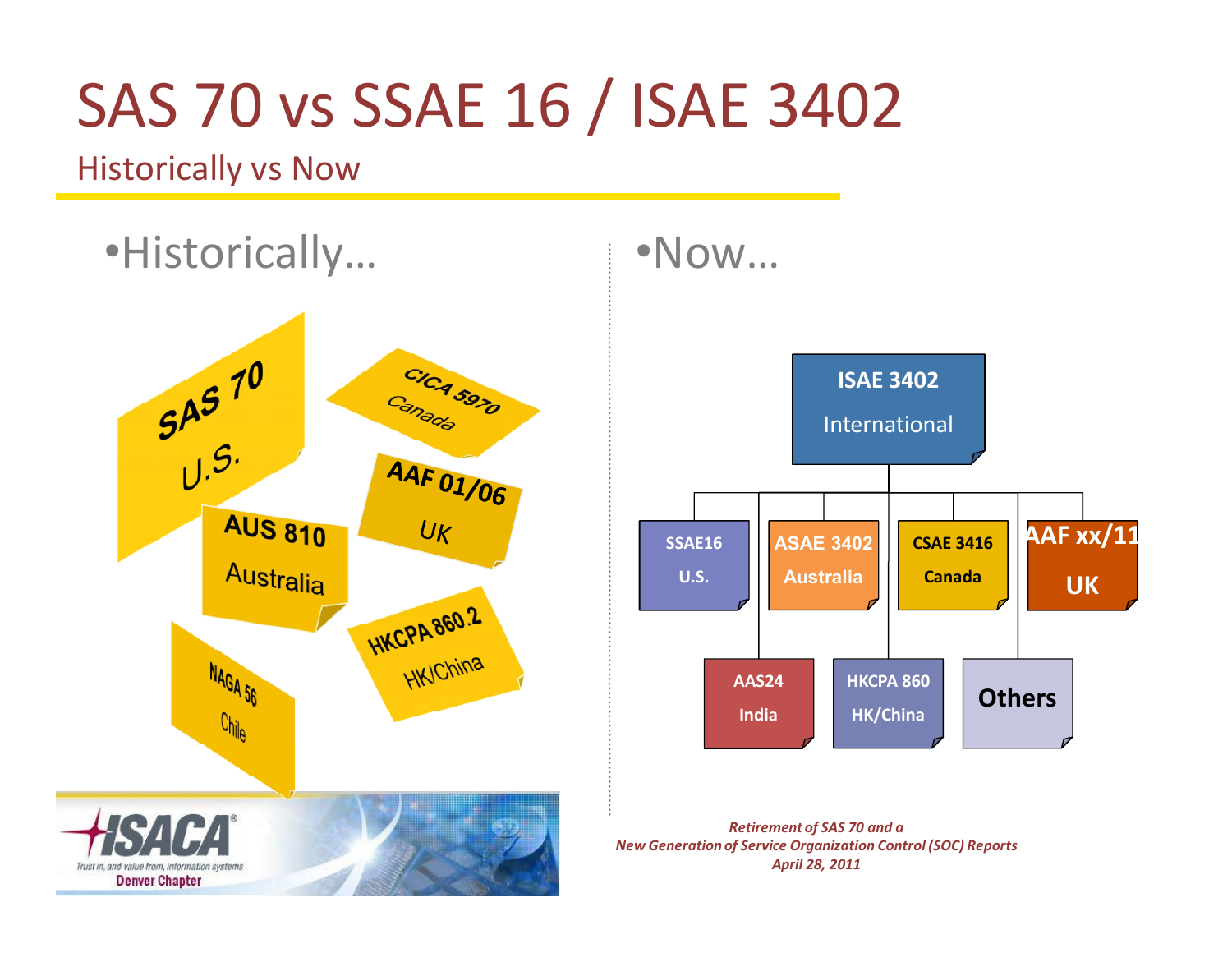# SAS 70 vs SSAE 16 / ISAE 3402

## Historically vs Now

- Historically…
  - SAS 70 — U.S.
  - CICA 5970 — Canada
  - AAF 01/06 — UK
  - AUS 810 — Australia
  - HKCPA 860.2 — HK/China
  - NAGA 56 — Chile

- Now…
  - **ISAE 3402** — International
    - SSAE16 — U.S.
    - ASAE 3402 — Australia
    - CSAE 3416 — Canada
    - AAF xx/11 — UK
    - AAS24 — India
    - HKCPA 860 — HK/China
    - Others

ISACA® Trust in, and value from, information systems — Denver Chapter

*Retirement of SAS 70 and a New Generation of Service Organization Control (SOC) Reports April 28, 2011*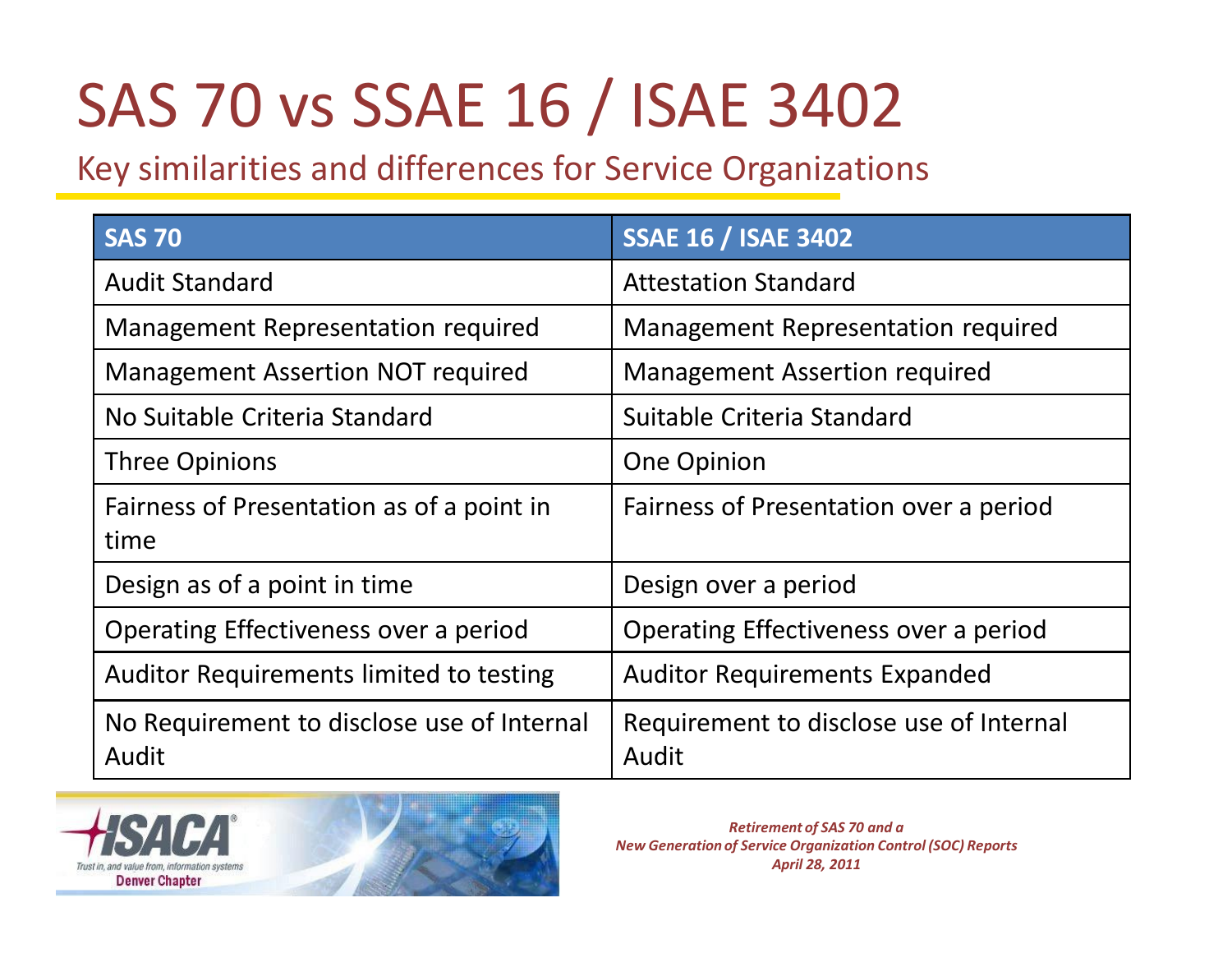# SAS 70 vs SSAE 16 / ISAE 3402

## Key similarities and differences for Service Organizations

| SAS 70 | SSAE 16 / ISAE 3402 |
| --- | --- |
| Audit Standard | Attestation Standard |
| Management Representation required | Management Representation required |
| Management Assertion NOT required | Management Assertion required |
| No Suitable Criteria Standard | Suitable Criteria Standard |
| Three Opinions | One Opinion |
| Fairness of Presentation as of a point in time | Fairness of Presentation over a period |
| Design as of a point in time | Design over a period |
| Operating Effectiveness over a period | Operating Effectiveness over a period |
| Auditor Requirements limited to testing | Auditor Requirements Expanded |
| No Requirement to disclose use of Internal Audit | Requirement to disclose use of Internal Audit |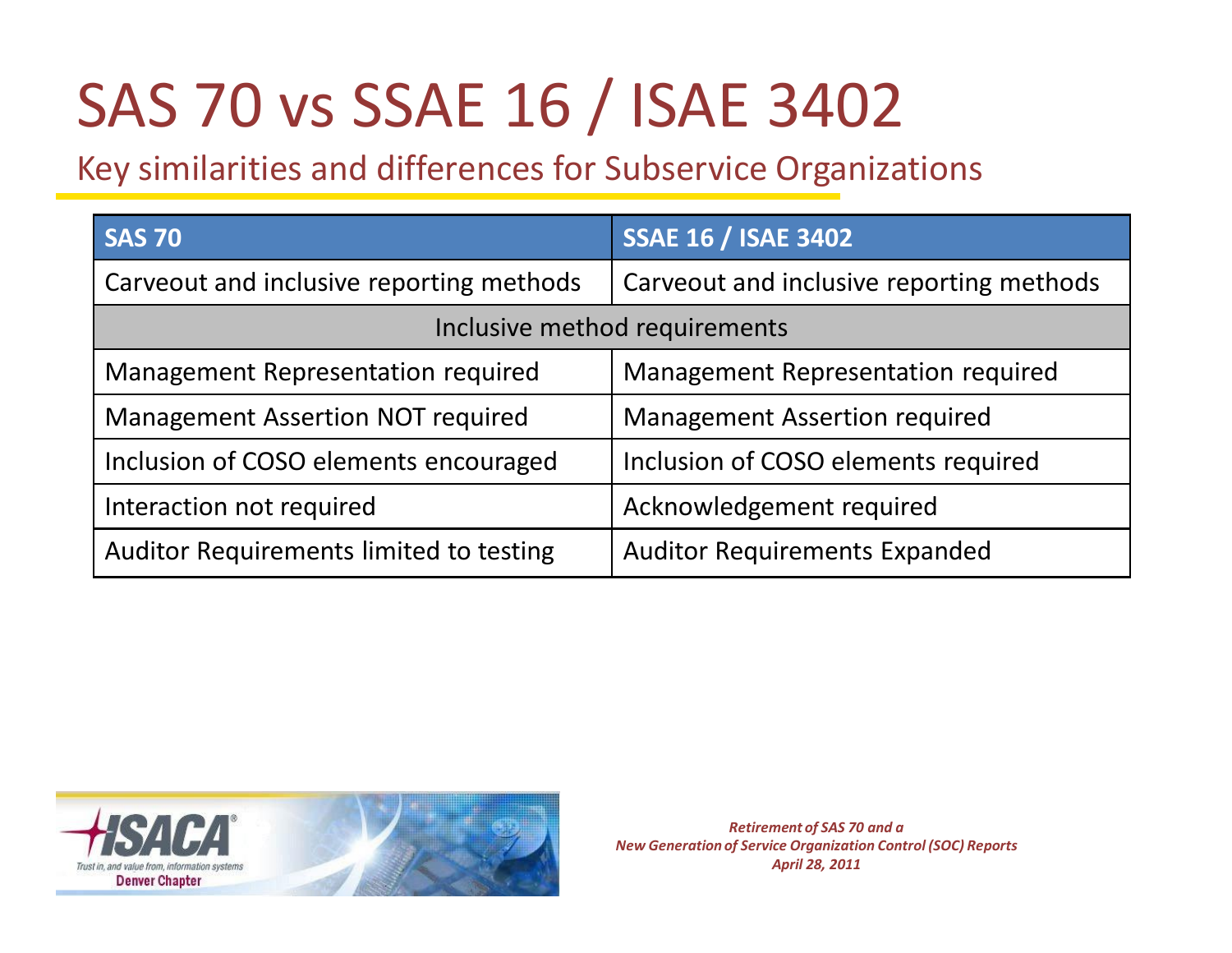# SAS 70 vs SSAE 16 / ISAE 3402

## Key similarities and differences for Subservice Organizations

| SAS 70 | SSAE 16 / ISAE 3402 |
|---|---|
| Carveout and inclusive reporting methods | Carveout and inclusive reporting methods |
| Inclusive method requirements | |
| Management Representation required | Management Representation required |
| Management Assertion NOT required | Management Assertion required |
| Inclusion of COSO elements encouraged | Inclusion of COSO elements required |
| Interaction not required | Acknowledgement required |
| Auditor Requirements limited to testing | Auditor Requirements Expanded |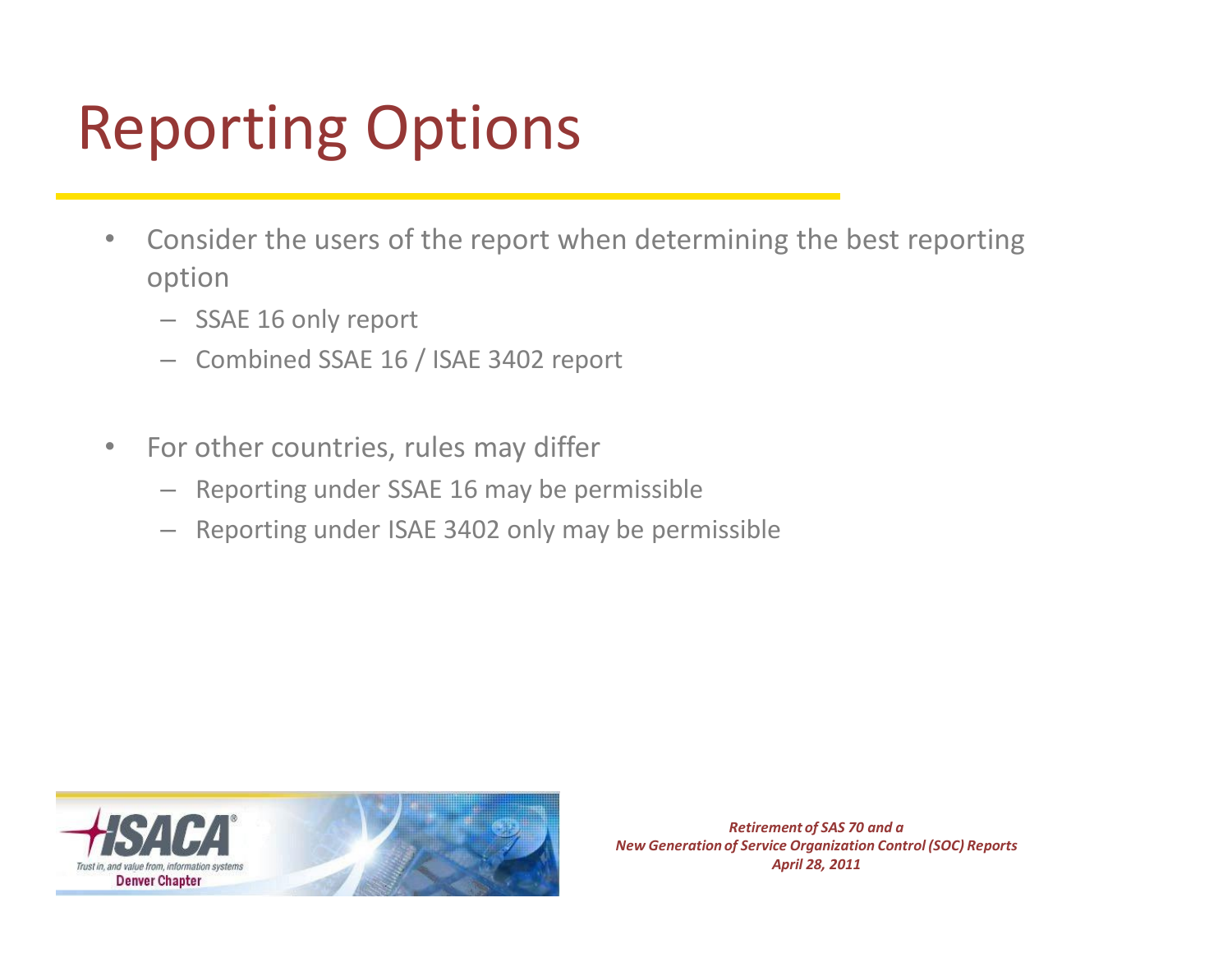# Reporting Options

- Consider the users of the report when determining the best reporting option
  - SSAE 16 only report
  - Combined SSAE 16 / ISAE 3402 report

- For other countries, rules may differ
  - Reporting under SSAE 16 may be permissible
  - Reporting under ISAE 3402 only may be permissible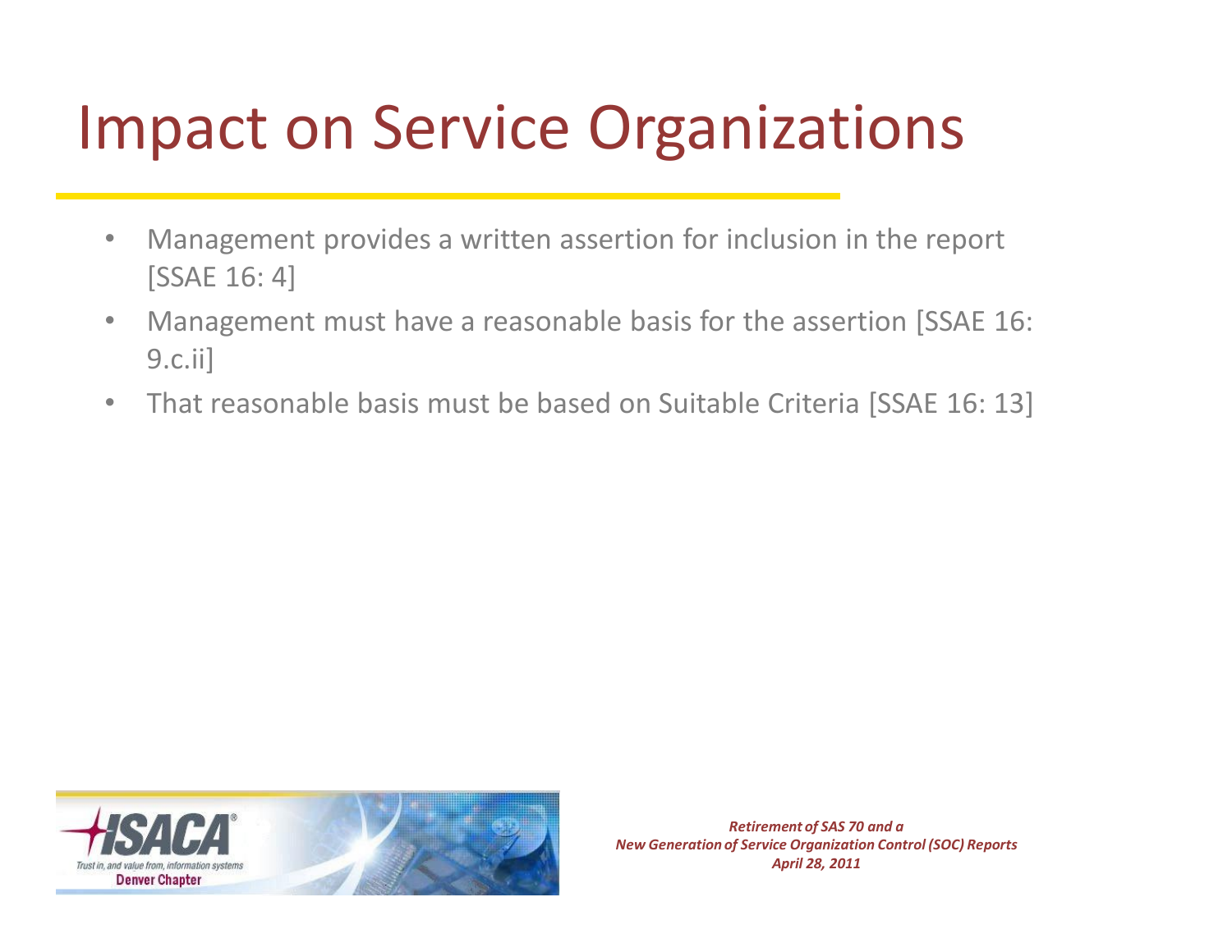# Impact on Service Organizations

- Management provides a written assertion for inclusion in the report [SSAE 16: 4]
- Management must have a reasonable basis for the assertion [SSAE 16: 9.c.ii]
- That reasonable basis must be based on Suitable Criteria [SSAE 16: 13]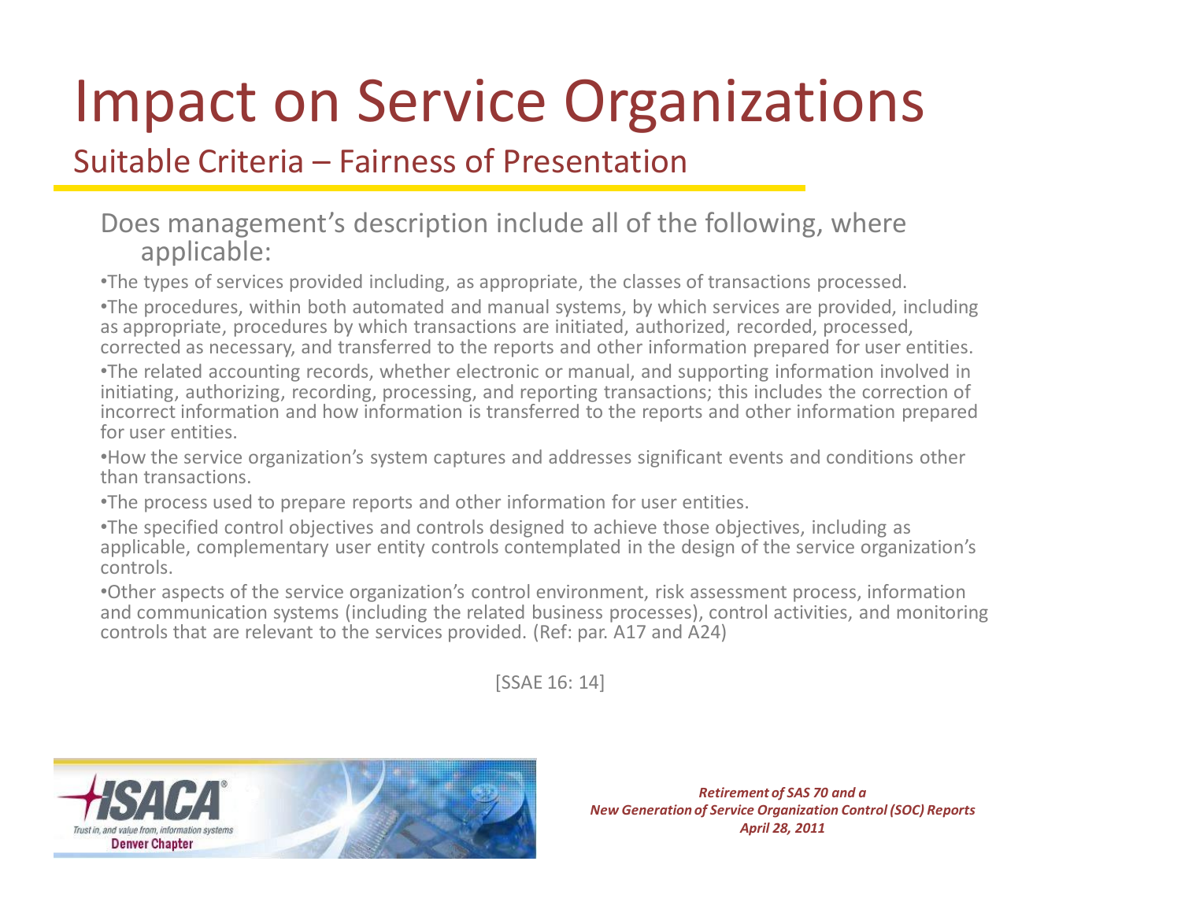# Impact on Service Organizations

## Suitable Criteria – Fairness of Presentation

Does management's description include all of the following, where applicable:

- The types of services provided including, as appropriate, the classes of transactions processed.
- The procedures, within both automated and manual systems, by which services are provided, including as appropriate, procedures by which transactions are initiated, authorized, recorded, processed, corrected as necessary, and transferred to the reports and other information prepared for user entities.
- The related accounting records, whether electronic or manual, and supporting information involved in initiating, authorizing, recording, processing, and reporting transactions; this includes the correction of incorrect information and how information is transferred to the reports and other information prepared for user entities.
- How the service organization's system captures and addresses significant events and conditions other than transactions.
- The process used to prepare reports and other information for user entities.
- The specified control objectives and controls designed to achieve those objectives, including as applicable, complementary user entity controls contemplated in the design of the service organization's controls.
- Other aspects of the service organization's control environment, risk assessment process, information and communication systems (including the related business processes), control activities, and monitoring controls that are relevant to the services provided. (Ref: par. A17 and A24)

[SSAE 16: 14]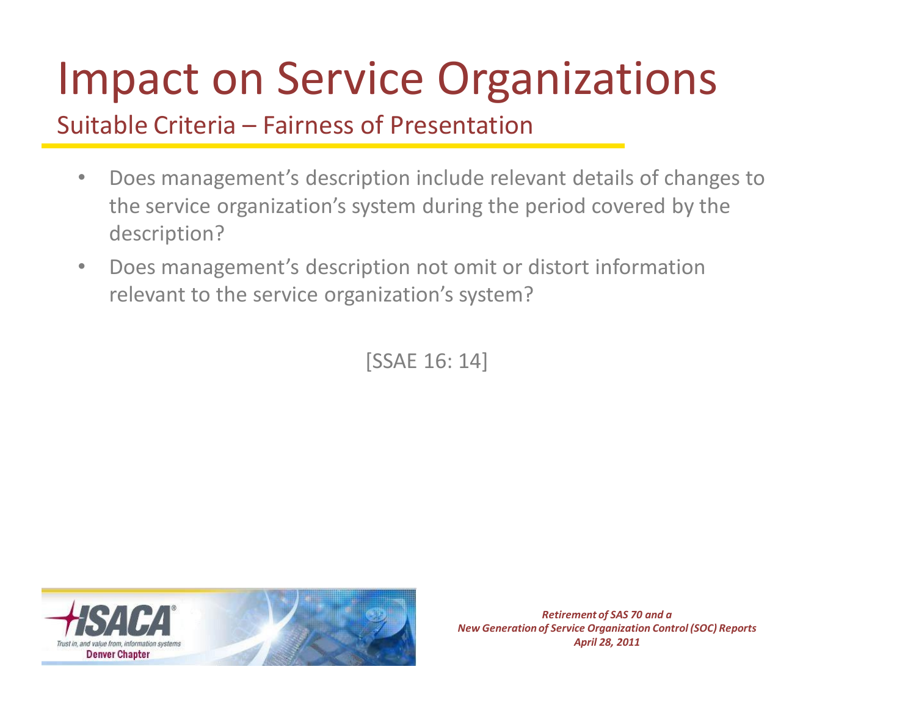# Impact on Service Organizations

## Suitable Criteria – Fairness of Presentation

- Does management's description include relevant details of changes to the service organization's system during the period covered by the description?
- Does management's description not omit or distort information relevant to the service organization's system?

[SSAE 16: 14]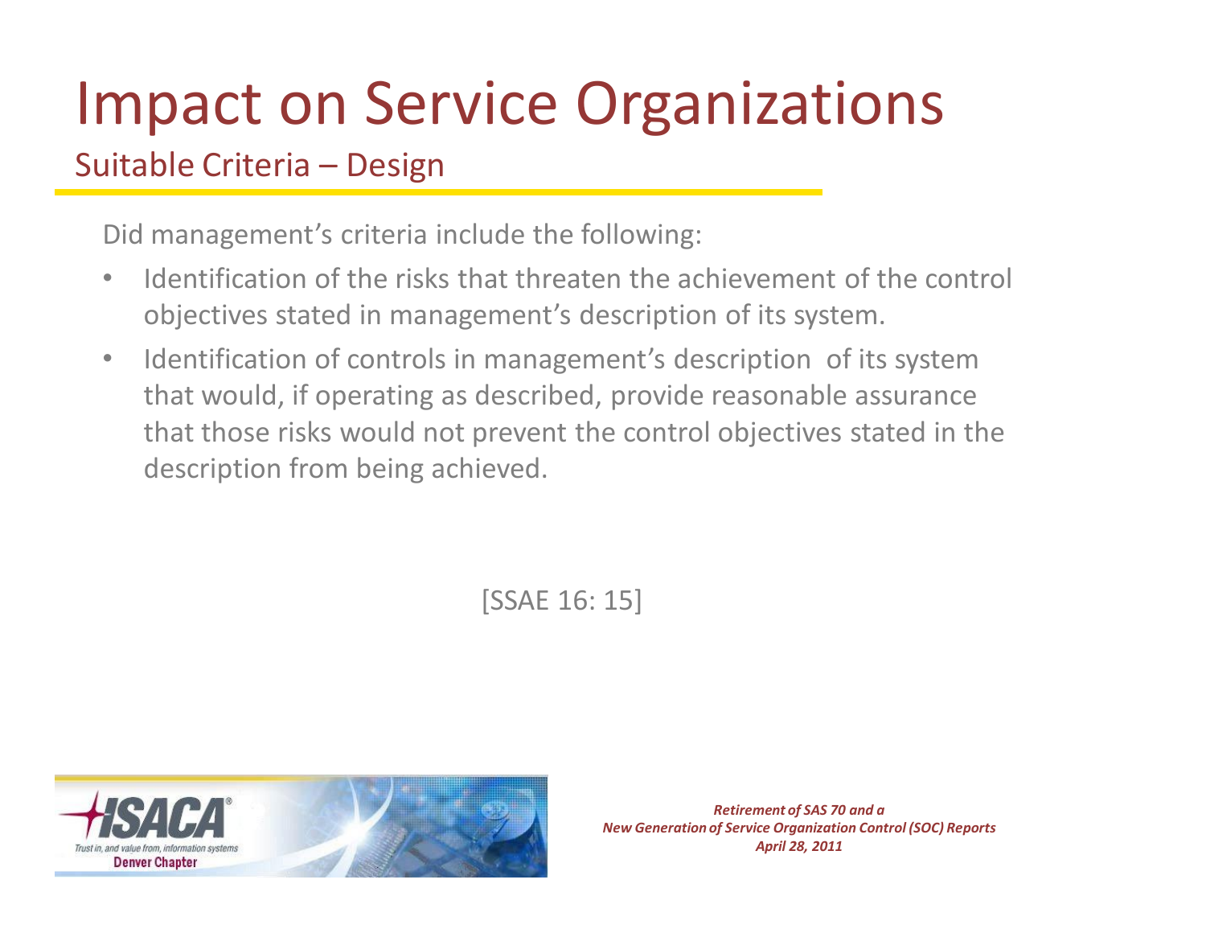# Impact on Service Organizations

## Suitable Criteria – Design

Did management's criteria include the following:

- Identification of the risks that threaten the achievement of the control objectives stated in management's description of its system.
- Identification of controls in management's description of its system that would, if operating as described, provide reasonable assurance that those risks would not prevent the control objectives stated in the description from being achieved.

[SSAE 16: 15]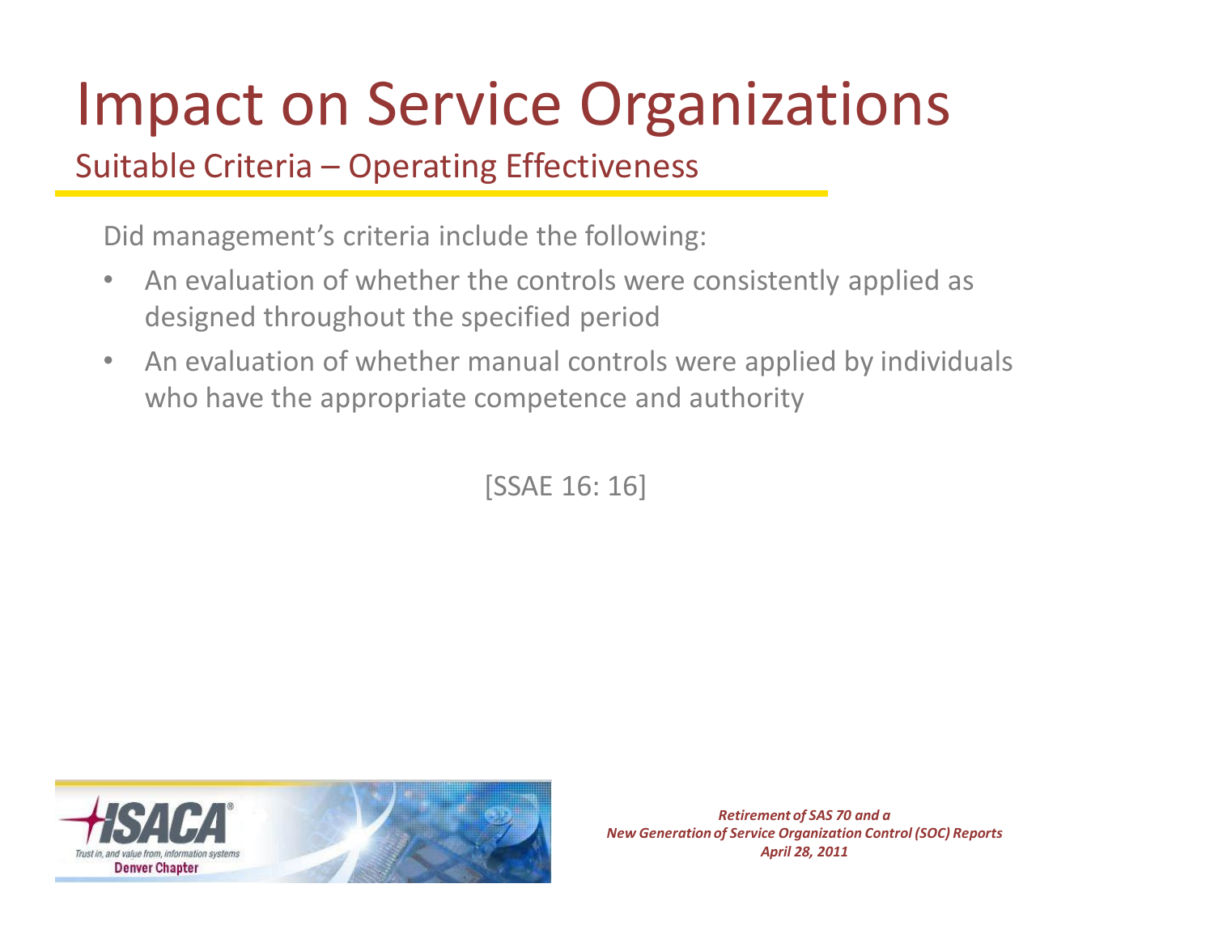# Impact on Service Organizations

## Suitable Criteria – Operating Effectiveness

Did management's criteria include the following:

- An evaluation of whether the controls were consistently applied as designed throughout the specified period
- An evaluation of whether manual controls were applied by individuals who have the appropriate competence and authority

[SSAE 16: 16]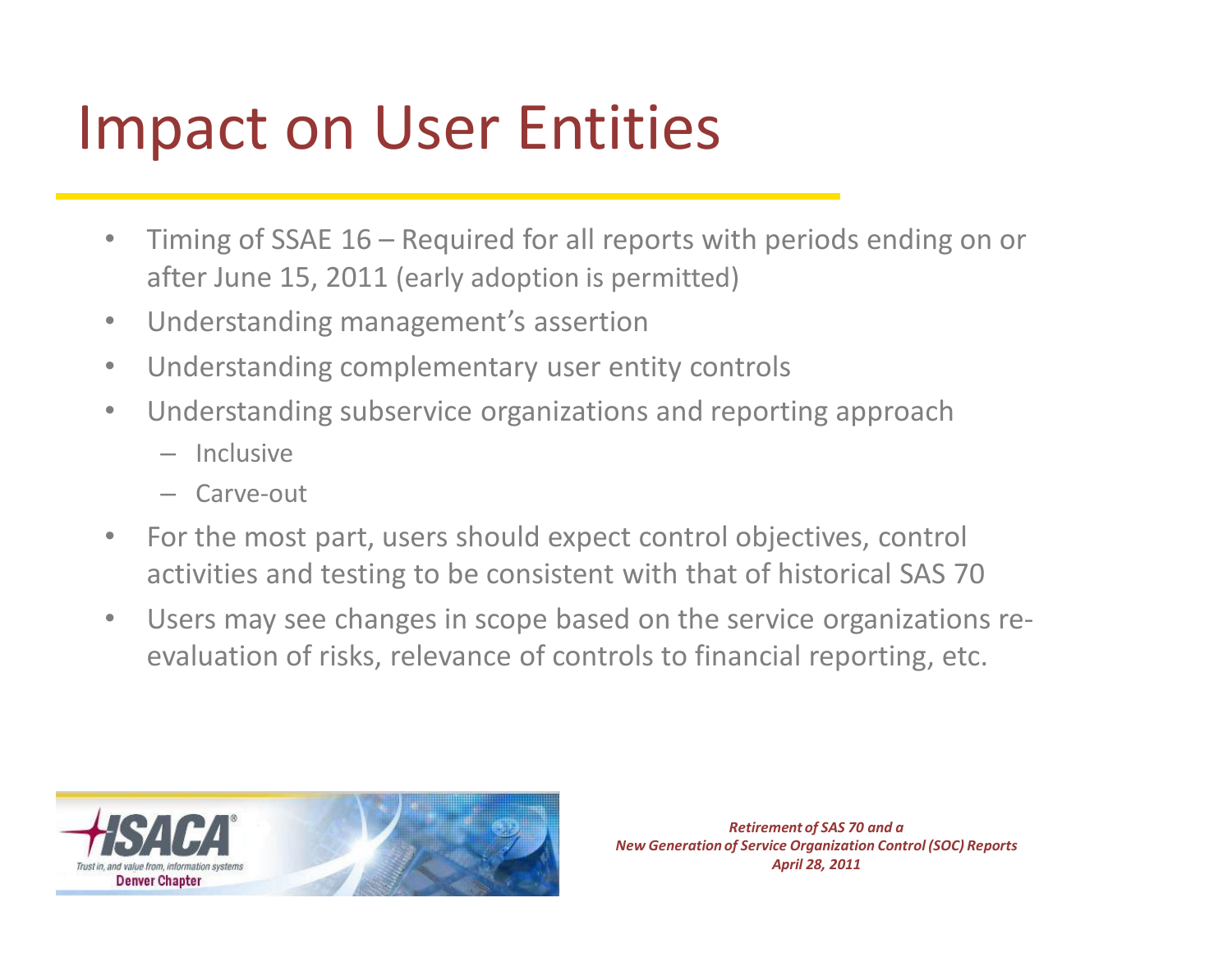# Impact on User Entities

- Timing of SSAE 16 – Required for all reports with periods ending on or after June 15, 2011 (early adoption is permitted)
- Understanding management's assertion
- Understanding complementary user entity controls
- Understanding subservice organizations and reporting approach
  - Inclusive
  - Carve-out
- For the most part, users should expect control objectives, control activities and testing to be consistent with that of historical SAS 70
- Users may see changes in scope based on the service organizations re-evaluation of risks, relevance of controls to financial reporting, etc.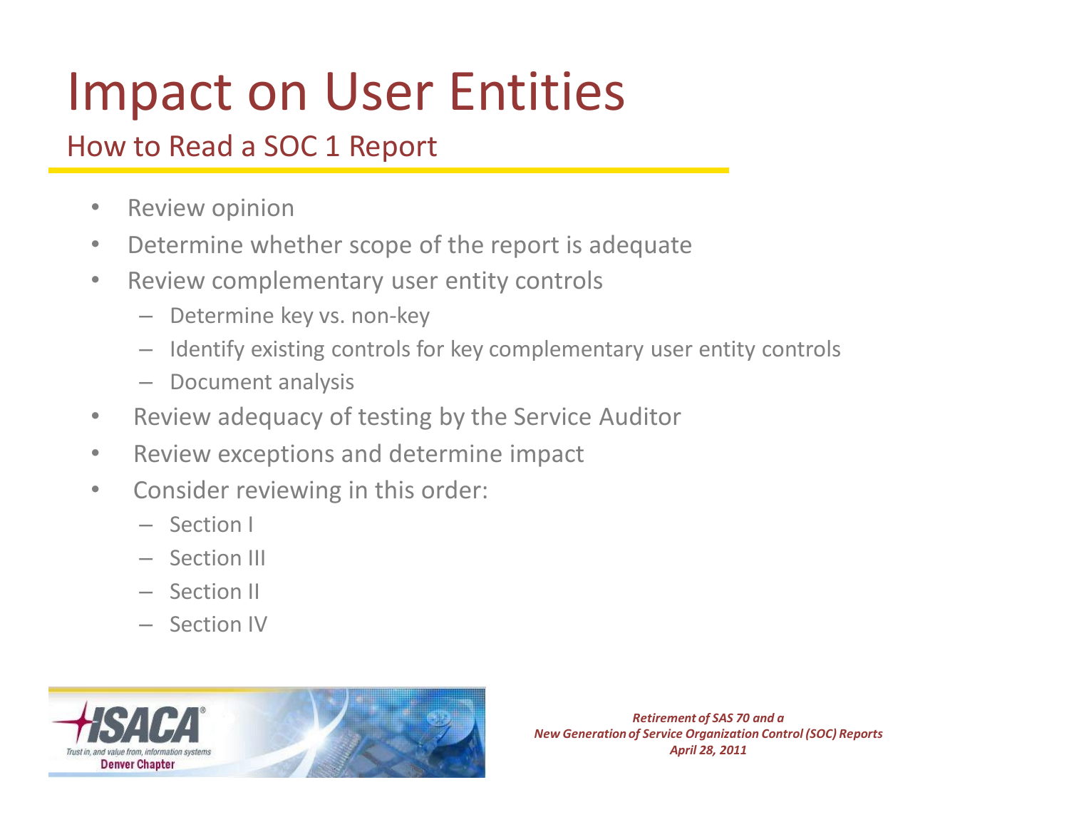# Impact on User Entities

## How to Read a SOC 1 Report

- Review opinion
- Determine whether scope of the report is adequate
- Review complementary user entity controls
  - Determine key vs. non-key
  - Identify existing controls for key complementary user entity controls
  - Document analysis
- Review adequacy of testing by the Service Auditor
- Review exceptions and determine impact
- Consider reviewing in this order:
  - Section I
  - Section III
  - Section II
  - Section IV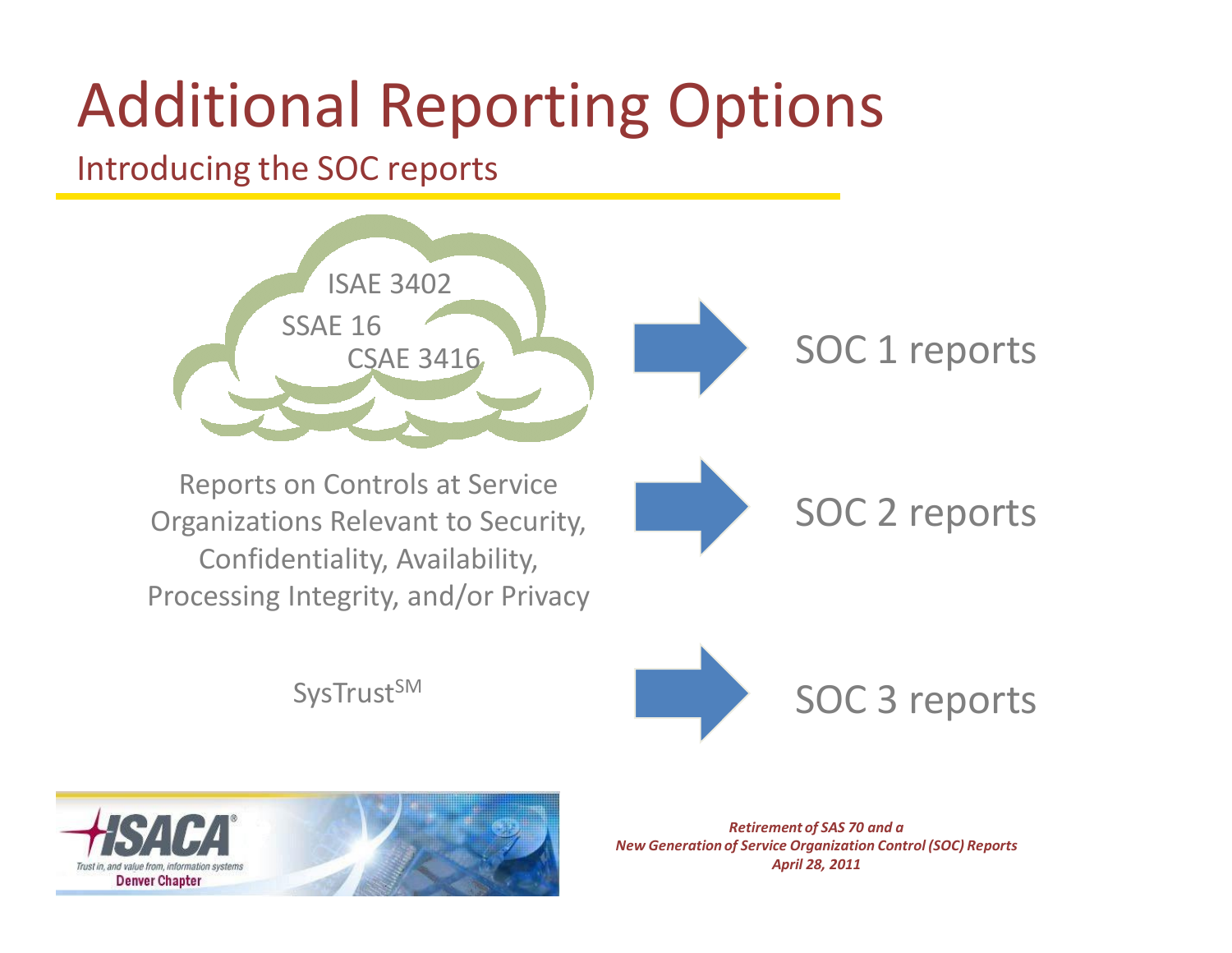# Additional Reporting Options

## Introducing the SOC reports

ISAE 3402
SSAE 16
CSAE 3416

→ SOC 1 reports

Reports on Controls at Service Organizations Relevant to Security, Confidentiality, Availability, Processing Integrity, and/or Privacy

→ SOC 2 reports

SysTrust[SM]

→ SOC 3 reports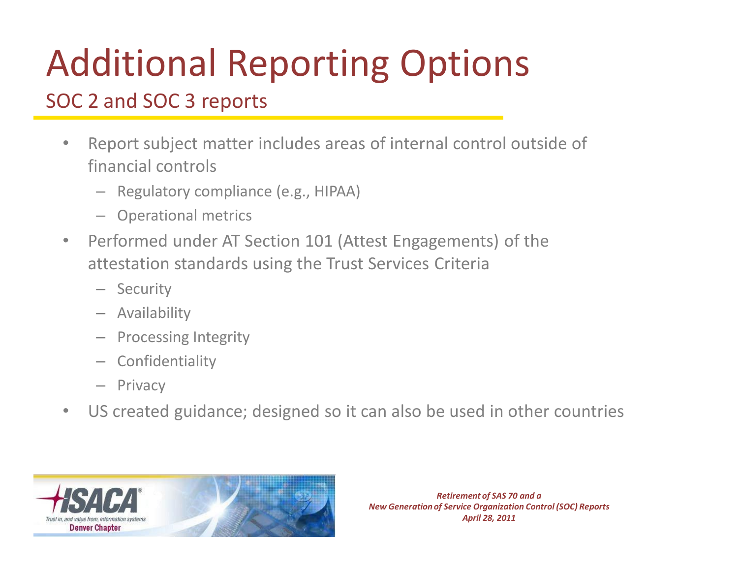# Additional Reporting Options

## SOC 2 and SOC 3 reports

- Report subject matter includes areas of internal control outside of financial controls
  - Regulatory compliance (e.g., HIPAA)
  - Operational metrics
- Performed under AT Section 101 (Attest Engagements) of the attestation standards using the Trust Services Criteria
  - Security
  - Availability
  - Processing Integrity
  - Confidentiality
  - Privacy
- US created guidance; designed so it can also be used in other countries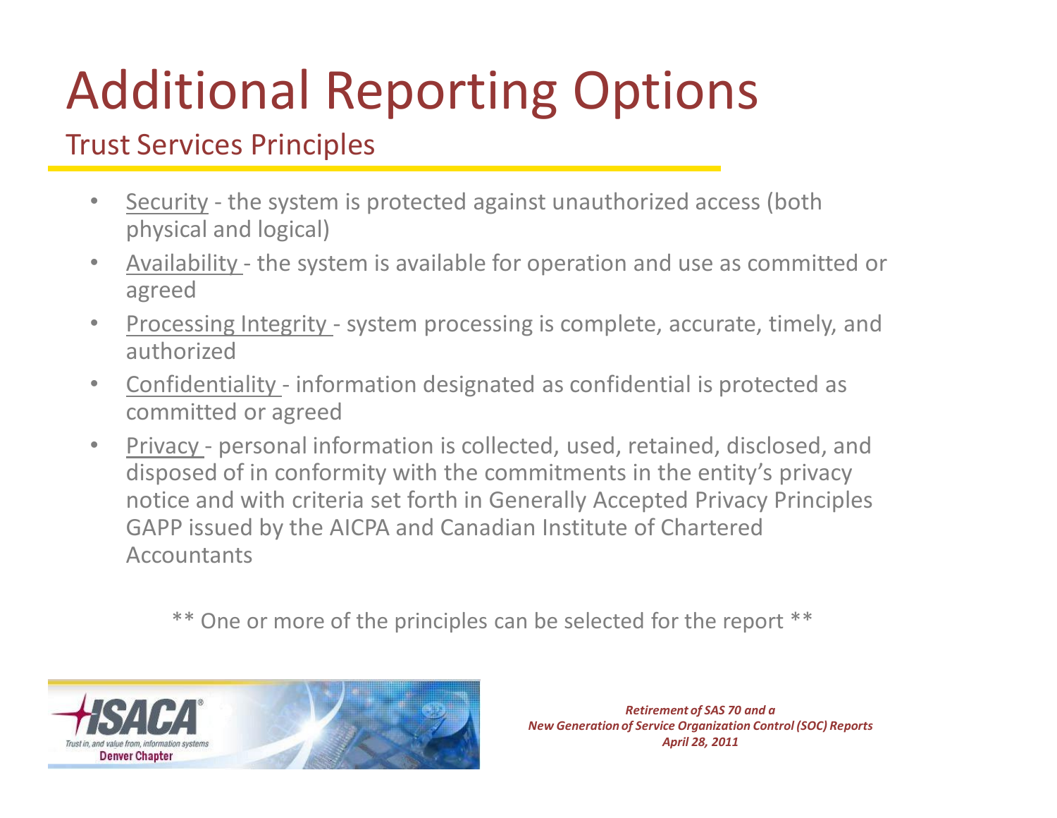# Additional Reporting Options

## Trust Services Principles

- Security - the system is protected against unauthorized access (both physical and logical)
- Availability - the system is available for operation and use as committed or agreed
- Processing Integrity - system processing is complete, accurate, timely, and authorized
- Confidentiality - information designated as confidential is protected as committed or agreed
- Privacy - personal information is collected, used, retained, disclosed, and disposed of in conformity with the commitments in the entity's privacy notice and with criteria set forth in Generally Accepted Privacy Principles GAPP issued by the AICPA and Canadian Institute of Chartered Accountants

** One or more of the principles can be selected for the report **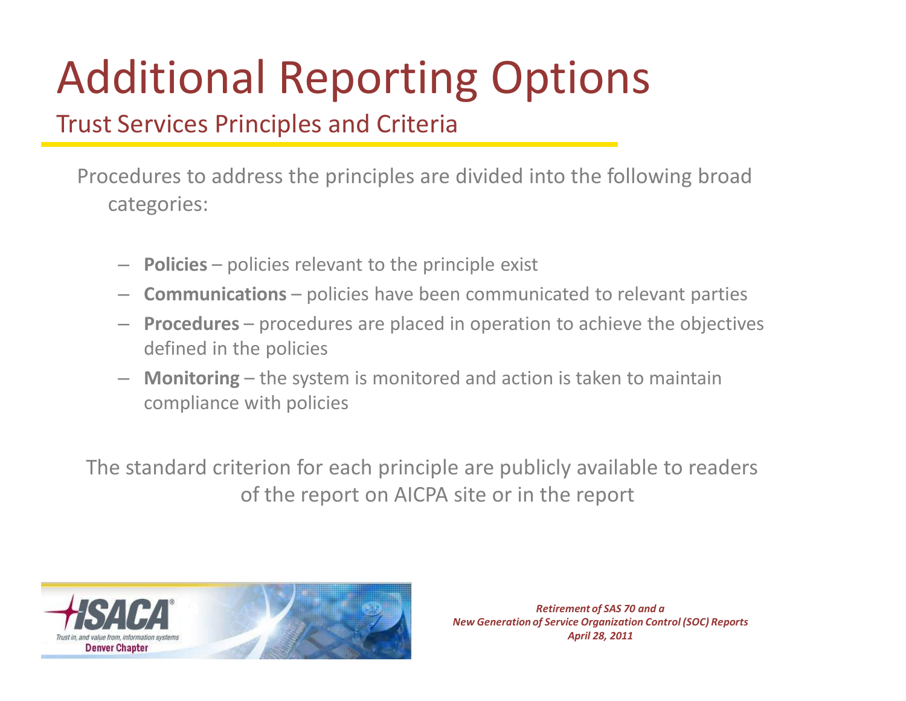# Additional Reporting Options

## Trust Services Principles and Criteria

Procedures to address the principles are divided into the following broad categories:

- **Policies** – policies relevant to the principle exist
- **Communications** – policies have been communicated to relevant parties
- **Procedures** – procedures are placed in operation to achieve the objectives defined in the policies
- **Monitoring** – the system is monitored and action is taken to maintain compliance with policies

The standard criterion for each principle are publicly available to readers of the report on AICPA site or in the report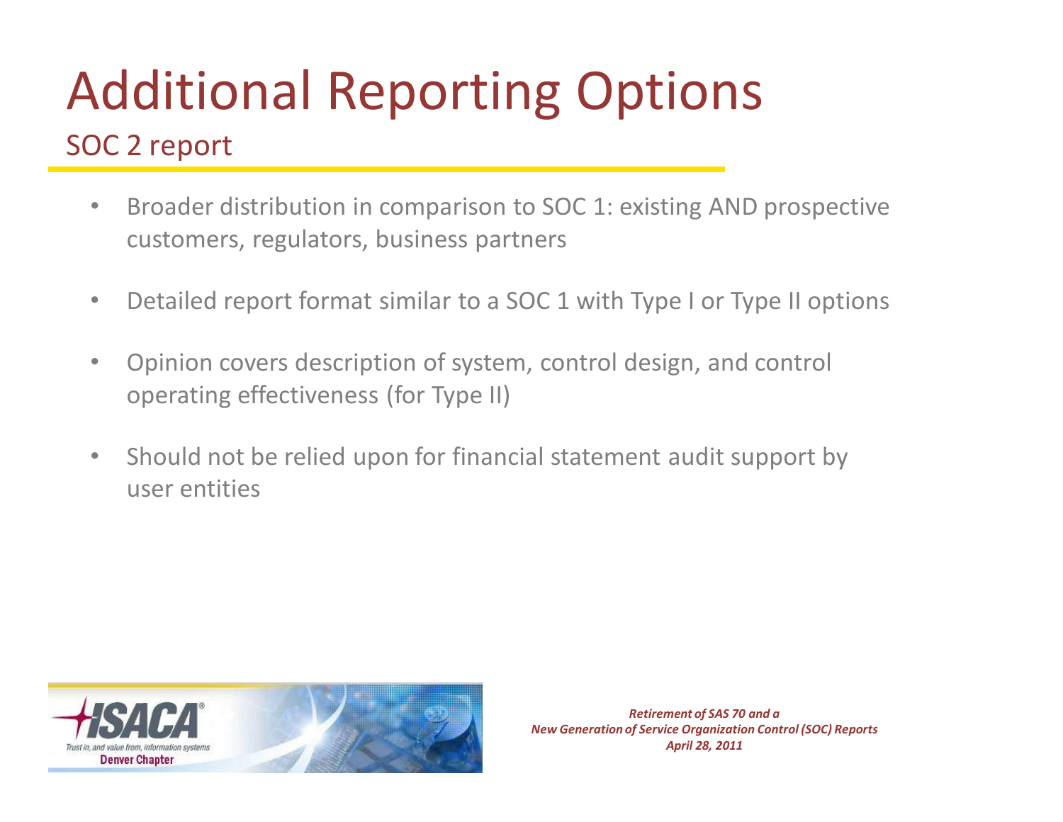# Additional Reporting Options

## SOC 2 report

- Broader distribution in comparison to SOC 1: existing AND prospective customers, regulators, business partners
- Detailed report format similar to a SOC 1 with Type I or Type II options
- Opinion covers description of system, control design, and control operating effectiveness (for Type II)
- Should not be relied upon for financial statement audit support by user entities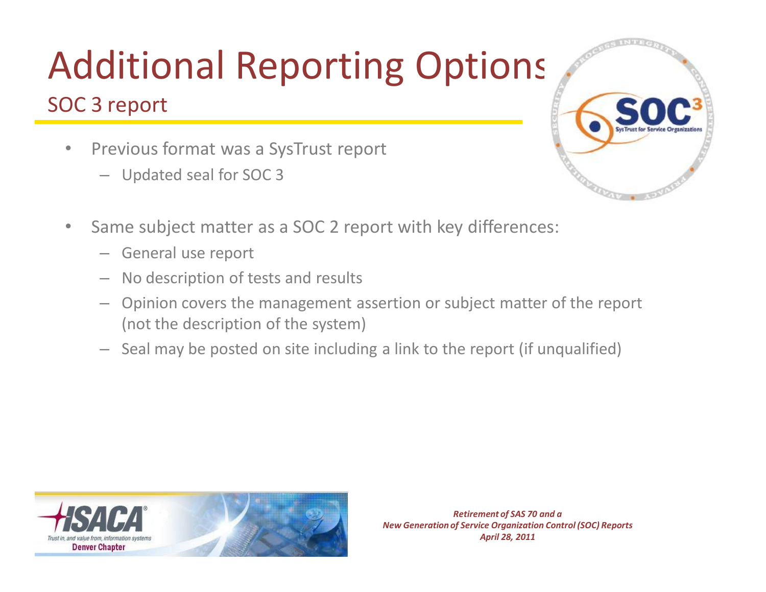# Additional Reporting Options

## SOC 3 report

- Previous format was a SysTrust report
  - Updated seal for SOC 3
- Same subject matter as a SOC 2 report with key differences:
  - General use report
  - No description of tests and results
  - Opinion covers the management assertion or subject matter of the report (not the description of the system)
  - Seal may be posted on site including a link to the report (if unqualified)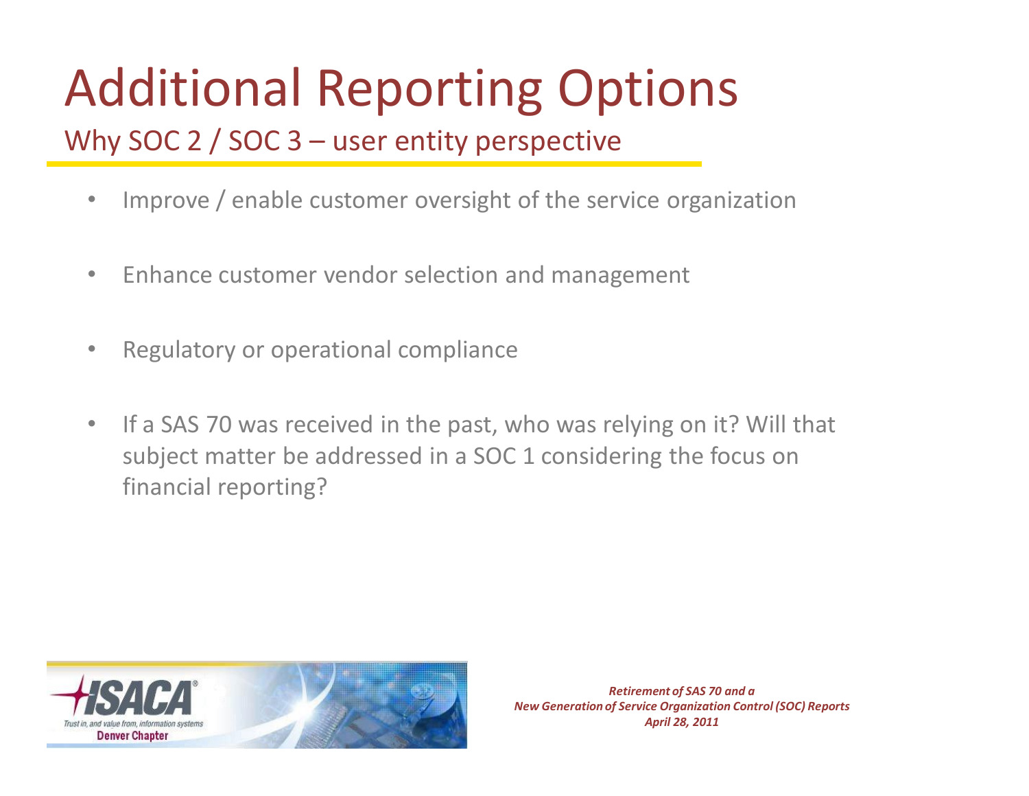# Additional Reporting Options

## Why SOC 2 / SOC 3 – user entity perspective

- Improve / enable customer oversight of the service organization
- Enhance customer vendor selection and management
- Regulatory or operational compliance
- If a SAS 70 was received in the past, who was relying on it? Will that subject matter be addressed in a SOC 1 considering the focus on financial reporting?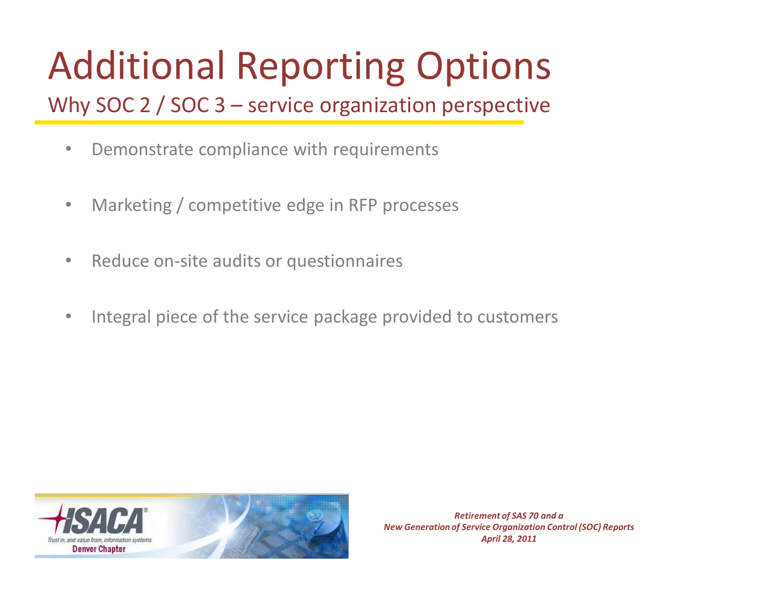# Additional Reporting Options

## Why SOC 2 / SOC 3 – service organization perspective

- Demonstrate compliance with requirements
- Marketing / competitive edge in RFP processes
- Reduce on-site audits or questionnaires
- Integral piece of the service package provided to customers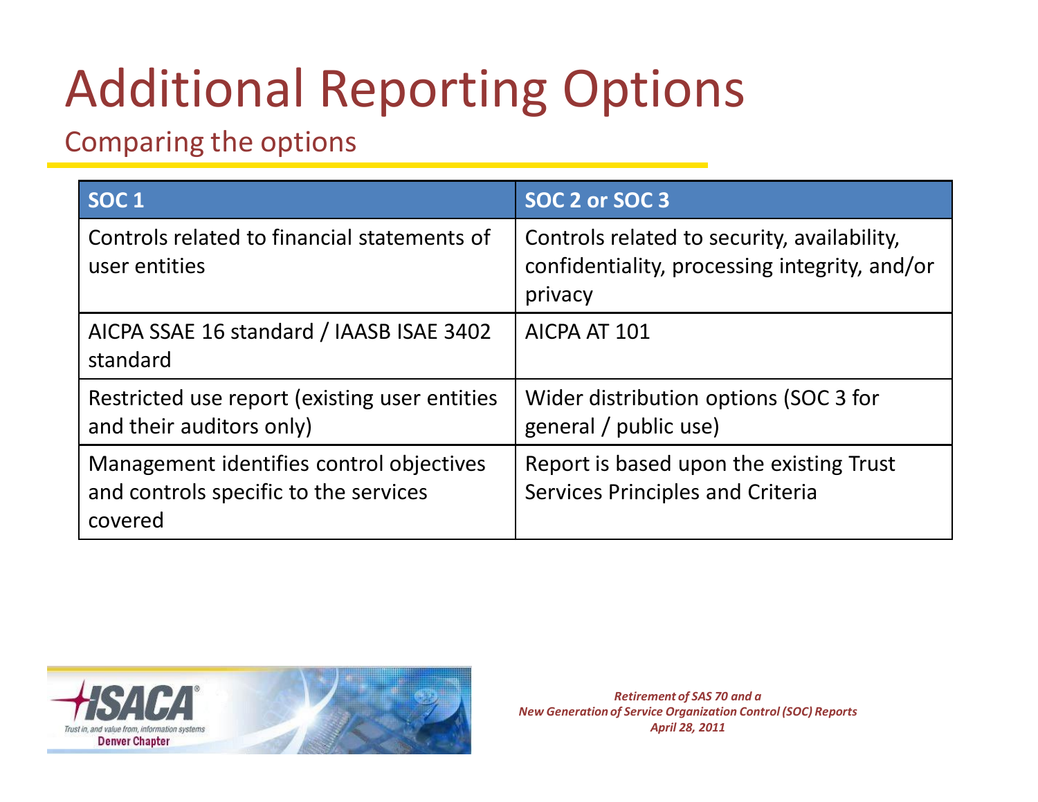# Additional Reporting Options

## Comparing the options

| SOC 1 | SOC 2 or SOC 3 |
|---|---|
| Controls related to financial statements of user entities | Controls related to security, availability, confidentiality, processing integrity, and/or privacy |
| AICPA SSAE 16 standard / IAASB ISAE 3402 standard | AICPA AT 101 |
| Restricted use report (existing user entities and their auditors only) | Wider distribution options (SOC 3 for general / public use) |
| Management identifies control objectives and controls specific to the services covered | Report is based upon the existing Trust Services Principles and Criteria |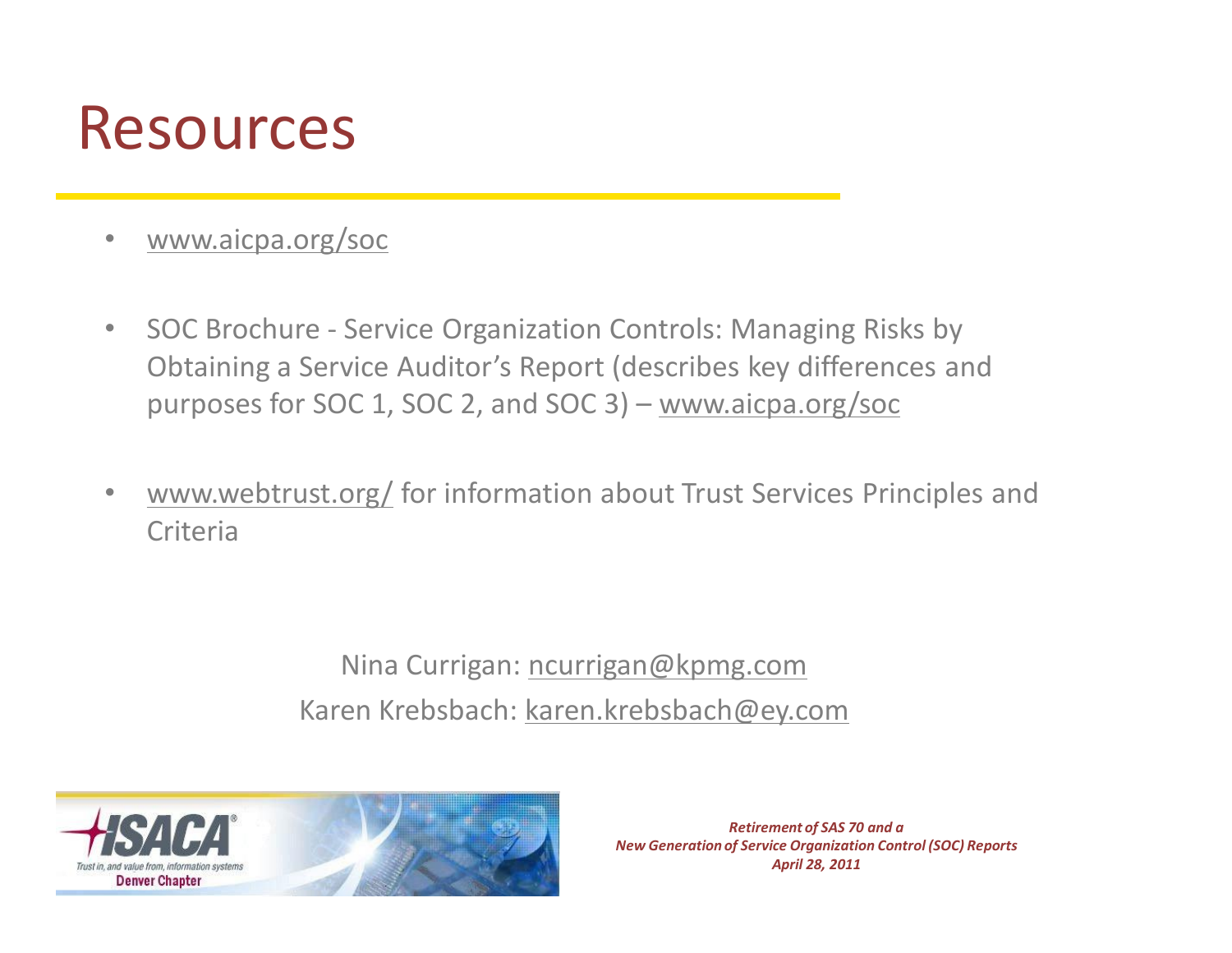# Resources

- www.aicpa.org/soc
- SOC Brochure - Service Organization Controls: Managing Risks by Obtaining a Service Auditor's Report (describes key differences and purposes for SOC 1, SOC 2, and SOC 3) – www.aicpa.org/soc
- www.webtrust.org/ for information about Trust Services Principles and Criteria

Nina Currigan: ncurrigan@kpmg.com

Karen Krebsbach: karen.krebsbach@ey.com